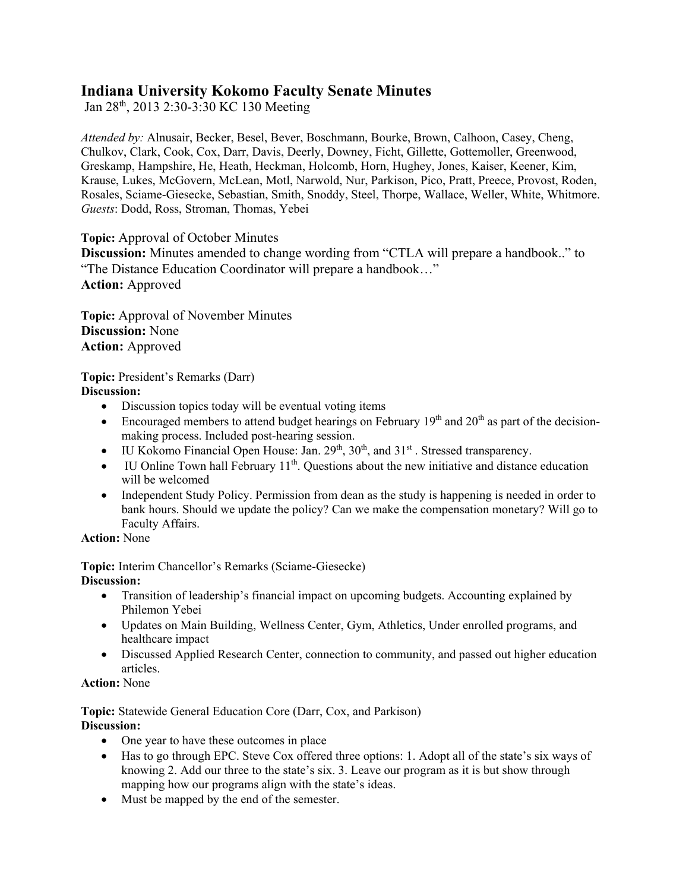# Indiana University Kokomo Faculty Senate Minutes

Jan 28th, 2013 2:30-3:30 KC 130 Meeting

*Attended by:* Alnusair, Becker, Besel, Bever, Boschmann, Bourke, Brown, Calhoon, Casey, Cheng, Chulkov, Clark, Cook, Cox, Darr, Davis, Deerly, Downey, Ficht, Gillette, Gottemoller, Greenwood, Greskamp, Hampshire, He, Heath, Heckman, Holcomb, Horn, Hughey, Jones, Kaiser, Keener, Kim, Krause, Lukes, McGovern, McLean, Motl, Narwold, Nur, Parkison, Pico, Pratt, Preece, Provost, Roden, Rosales, Sciame-Giesecke, Sebastian, Smith, Snoddy, Steel, Thorpe, Wallace, Weller, White, Whitmore.
*Guests*: Dodd, Ross, Stroman, Thomas, Yebei

**Topic:** Approval of October Minutes
**Discussion:** Minutes amended to change wording from "CTLA will prepare a handbook.." to "The Distance Education Coordinator will prepare a handbook…"
**Action:** Approved

**Topic:** Approval of November Minutes
**Discussion:** None
**Action:** Approved

**Topic:** President's Remarks (Darr)
**Discussion:**

- Discussion topics today will be eventual voting items
- Encouraged members to attend budget hearings on February 19th and 20th as part of the decision-making process. Included post-hearing session.
- IU Kokomo Financial Open House: Jan. 29th, 30th, and 31st . Stressed transparency.
- IU Online Town hall February 11th. Questions about the new initiative and distance education will be welcomed
- Independent Study Policy. Permission from dean as the study is happening is needed in order to bank hours. Should we update the policy? Can we make the compensation monetary? Will go to Faculty Affairs.

**Action:** None

**Topic:** Interim Chancellor's Remarks (Sciame-Giesecke)
**Discussion:**

- Transition of leadership's financial impact on upcoming budgets. Accounting explained by Philemon Yebei
- Updates on Main Building, Wellness Center, Gym, Athletics, Under enrolled programs, and healthcare impact
- Discussed Applied Research Center, connection to community, and passed out higher education articles.

**Action:** None

**Topic:** Statewide General Education Core (Darr, Cox, and Parkison)
**Discussion:**

- One year to have these outcomes in place
- Has to go through EPC. Steve Cox offered three options: 1. Adopt all of the state's six ways of knowing 2. Add our three to the state's six. 3. Leave our program as it is but show through mapping how our programs align with the state's ideas.
- Must be mapped by the end of the semester.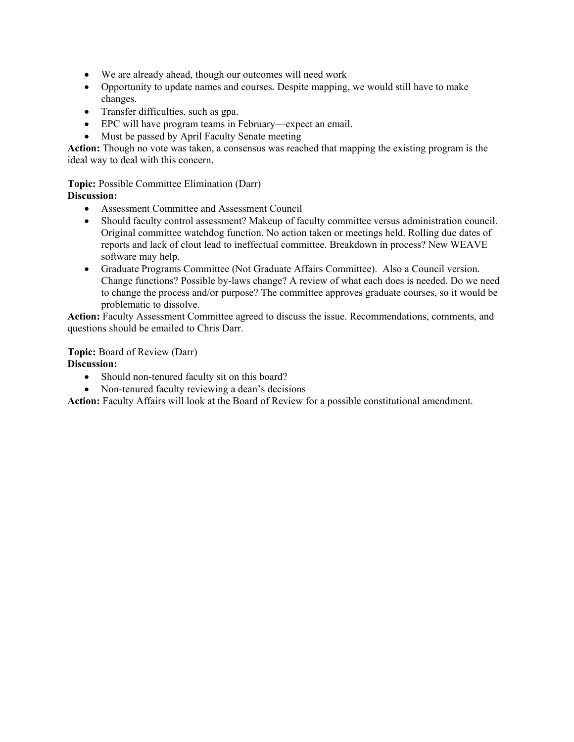- We are already ahead, though our outcomes will need work
- Opportunity to update names and courses. Despite mapping, we would still have to make changes.
- Transfer difficulties, such as gpa.
- EPC will have program teams in February—expect an email.
- Must be passed by April Faculty Senate meeting

**Action:** Though no vote was taken, a consensus was reached that mapping the existing program is the ideal way to deal with this concern.

**Topic:** Possible Committee Elimination (Darr)
**Discussion:**

- Assessment Committee and Assessment Council
- Should faculty control assessment? Makeup of faculty committee versus administration council. Original committee watchdog function. No action taken or meetings held. Rolling due dates of reports and lack of clout lead to ineffectual committee. Breakdown in process? New WEAVE software may help.
- Graduate Programs Committee (Not Graduate Affairs Committee). Also a Council version. Change functions? Possible by-laws change? A review of what each does is needed. Do we need to change the process and/or purpose? The committee approves graduate courses, so it would be problematic to dissolve.

**Action:** Faculty Assessment Committee agreed to discuss the issue. Recommendations, comments, and questions should be emailed to Chris Darr.

**Topic:** Board of Review (Darr)
**Discussion:**

- Should non-tenured faculty sit on this board?
- Non-tenured faculty reviewing a dean's decisions

**Action:** Faculty Affairs will look at the Board of Review for a possible constitutional amendment.